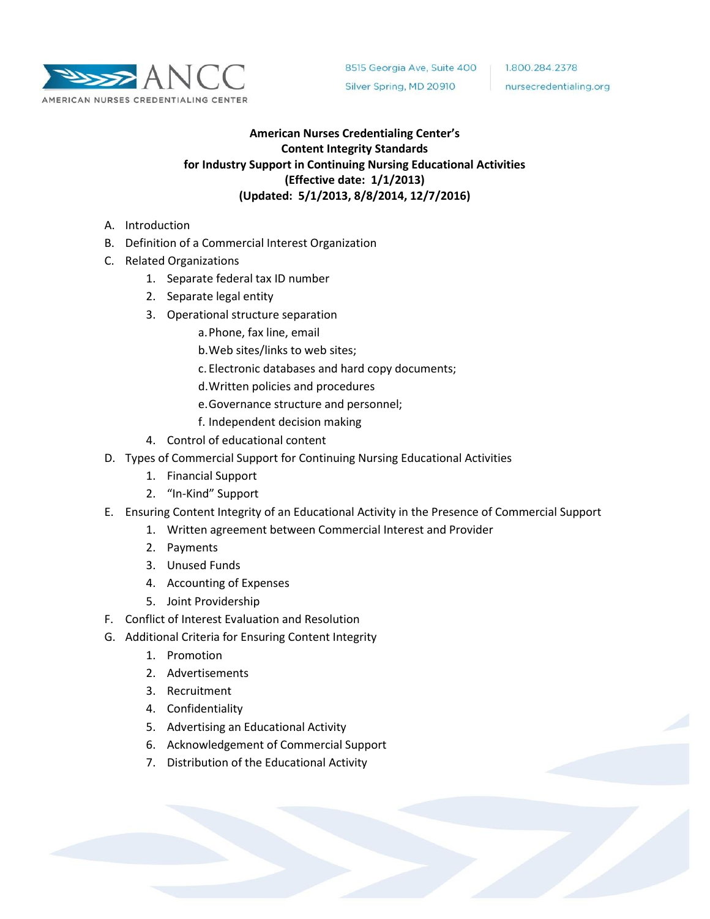AMERICAN NURSES CREDENTIALING CENTER

8515 Georgia Ave, Suite 400
Silver Spring, MD 20910

1.800.284.2378
nursecredentialing.org

**American Nurses Credentialing Center's**
**Content Integrity Standards**
**for Industry Support in Continuing Nursing Educational Activities**
**(Effective date: 1/1/2013)**
**(Updated: 5/1/2013, 8/8/2014, 12/7/2016)**

A. Introduction
B. Definition of a Commercial Interest Organization
C. Related Organizations
   1. Separate federal tax ID number
   2. Separate legal entity
   3. Operational structure separation
      a. Phone, fax line, email
      b. Web sites/links to web sites;
      c. Electronic databases and hard copy documents;
      d. Written policies and procedures
      e. Governance structure and personnel;
      f. Independent decision making
   4. Control of educational content
D. Types of Commercial Support for Continuing Nursing Educational Activities
   1. Financial Support
   2. "In-Kind" Support
E. Ensuring Content Integrity of an Educational Activity in the Presence of Commercial Support
   1. Written agreement between Commercial Interest and Provider
   2. Payments
   3. Unused Funds
   4. Accounting of Expenses
   5. Joint Providership
F. Conflict of Interest Evaluation and Resolution
G. Additional Criteria for Ensuring Content Integrity
   1. Promotion
   2. Advertisements
   3. Recruitment
   4. Confidentiality
   5. Advertising an Educational Activity
   6. Acknowledgement of Commercial Support
   7. Distribution of the Educational Activity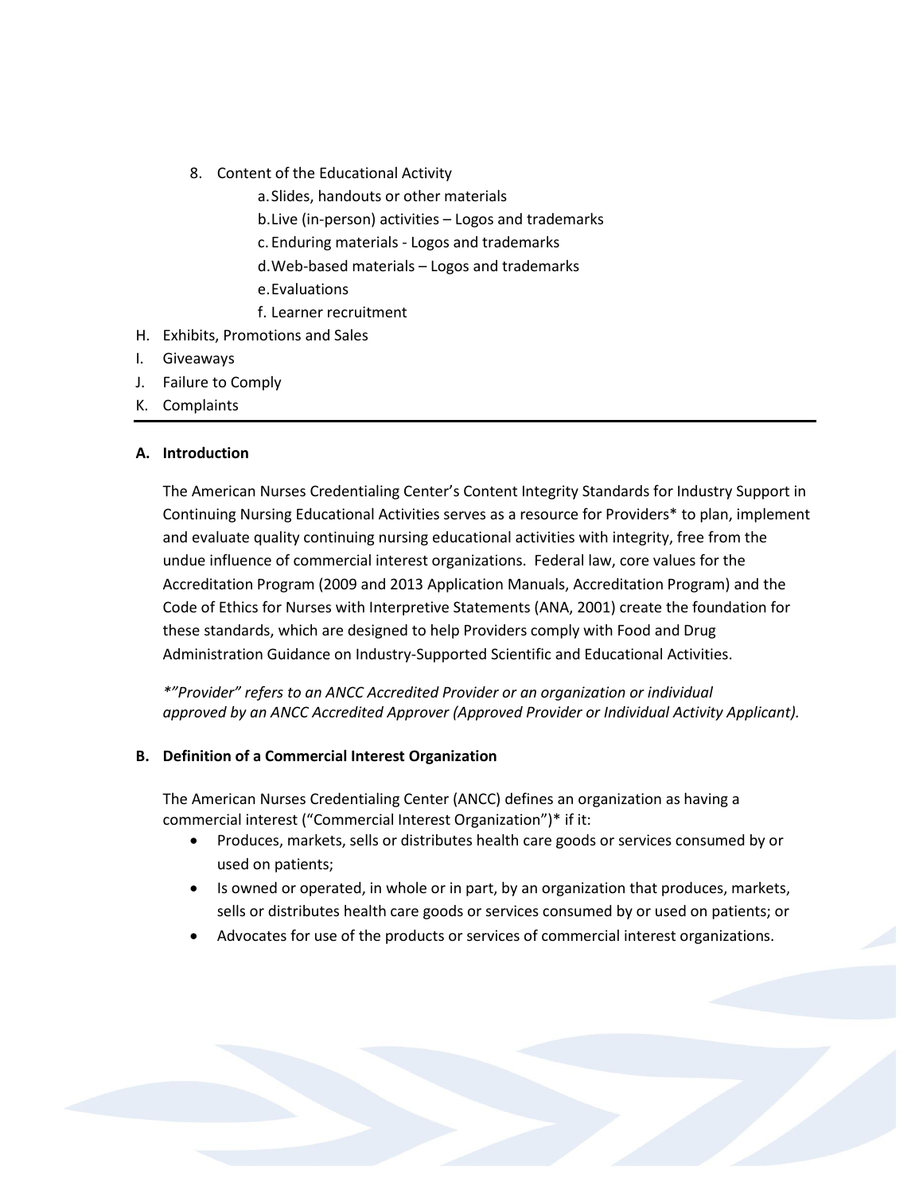8. Content of the Educational Activity
    a. Slides, handouts or other materials
    b. Live (in-person) activities – Logos and trademarks
    c. Enduring materials - Logos and trademarks
    d. Web-based materials – Logos and trademarks
    e. Evaluations
    f. Learner recruitment

H. Exhibits, Promotions and Sales
I. Giveaways
J. Failure to Comply
K. Complaints

---

**A. Introduction**

The American Nurses Credentialing Center's Content Integrity Standards for Industry Support in Continuing Nursing Educational Activities serves as a resource for Providers* to plan, implement and evaluate quality continuing nursing educational activities with integrity, free from the undue influence of commercial interest organizations. Federal law, core values for the Accreditation Program (2009 and 2013 Application Manuals, Accreditation Program) and the Code of Ethics for Nurses with Interpretive Statements (ANA, 2001) create the foundation for these standards, which are designed to help Providers comply with Food and Drug Administration Guidance on Industry-Supported Scientific and Educational Activities.

*\*"Provider" refers to an ANCC Accredited Provider or an organization or individual approved by an ANCC Accredited Approver (Approved Provider or Individual Activity Applicant).*

**B. Definition of a Commercial Interest Organization**

The American Nurses Credentialing Center (ANCC) defines an organization as having a commercial interest ("Commercial Interest Organization")* if it:

- Produces, markets, sells or distributes health care goods or services consumed by or used on patients;
- Is owned or operated, in whole or in part, by an organization that produces, markets, sells or distributes health care goods or services consumed by or used on patients; or
- Advocates for use of the products or services of commercial interest organizations.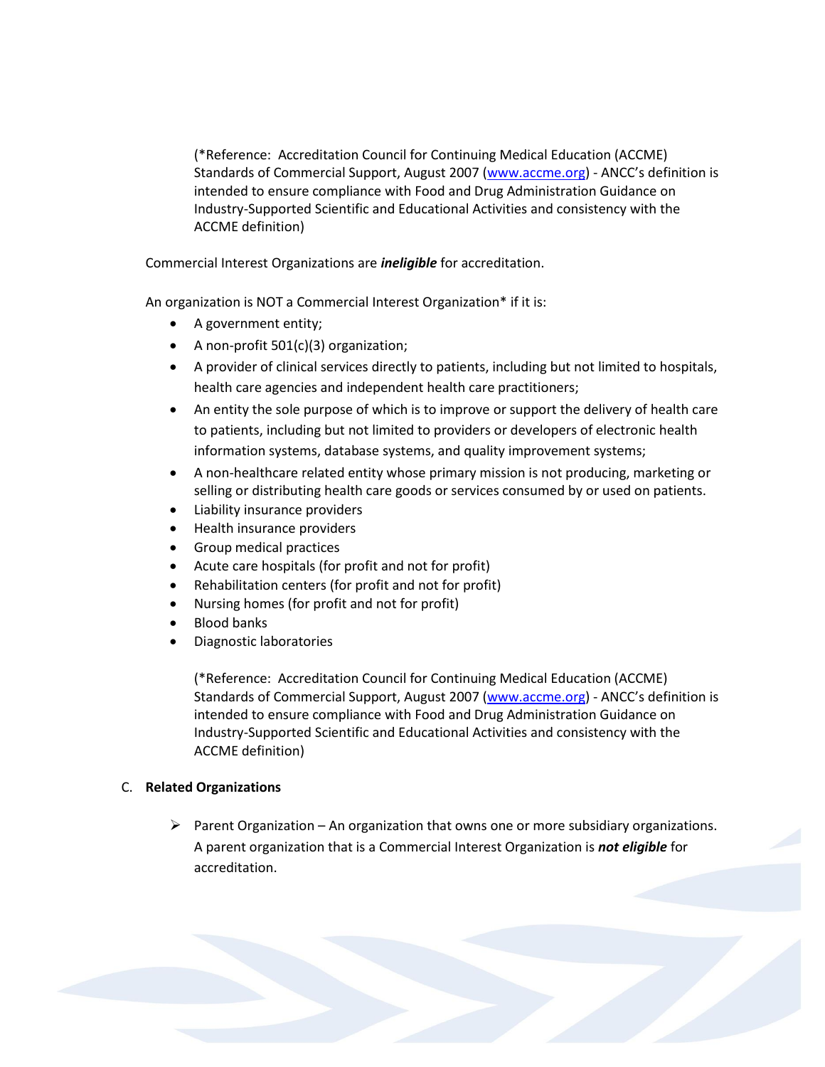(*Reference: Accreditation Council for Continuing Medical Education (ACCME) Standards of Commercial Support, August 2007 ([www.accme.org](http://www.accme.org)) - ANCC's definition is intended to ensure compliance with Food and Drug Administration Guidance on Industry-Supported Scientific and Educational Activities and consistency with the ACCME definition)

Commercial Interest Organizations are ***ineligible*** for accreditation.

An organization is NOT a Commercial Interest Organization* if it is:

- A government entity;
- A non-profit 501(c)(3) organization;
- A provider of clinical services directly to patients, including but not limited to hospitals, health care agencies and independent health care practitioners;
- An entity the sole purpose of which is to improve or support the delivery of health care to patients, including but not limited to providers or developers of electronic health information systems, database systems, and quality improvement systems;
- A non-healthcare related entity whose primary mission is not producing, marketing or selling or distributing health care goods or services consumed by or used on patients.
- Liability insurance providers
- Health insurance providers
- Group medical practices
- Acute care hospitals (for profit and not for profit)
- Rehabilitation centers (for profit and not for profit)
- Nursing homes (for profit and not for profit)
- Blood banks
- Diagnostic laboratories

(*Reference: Accreditation Council for Continuing Medical Education (ACCME) Standards of Commercial Support, August 2007 ([www.accme.org](http://www.accme.org)) - ANCC's definition is intended to ensure compliance with Food and Drug Administration Guidance on Industry-Supported Scientific and Educational Activities and consistency with the ACCME definition)

C. **Related Organizations**

- Parent Organization – An organization that owns one or more subsidiary organizations. A parent organization that is a Commercial Interest Organization is ***not eligible*** for accreditation.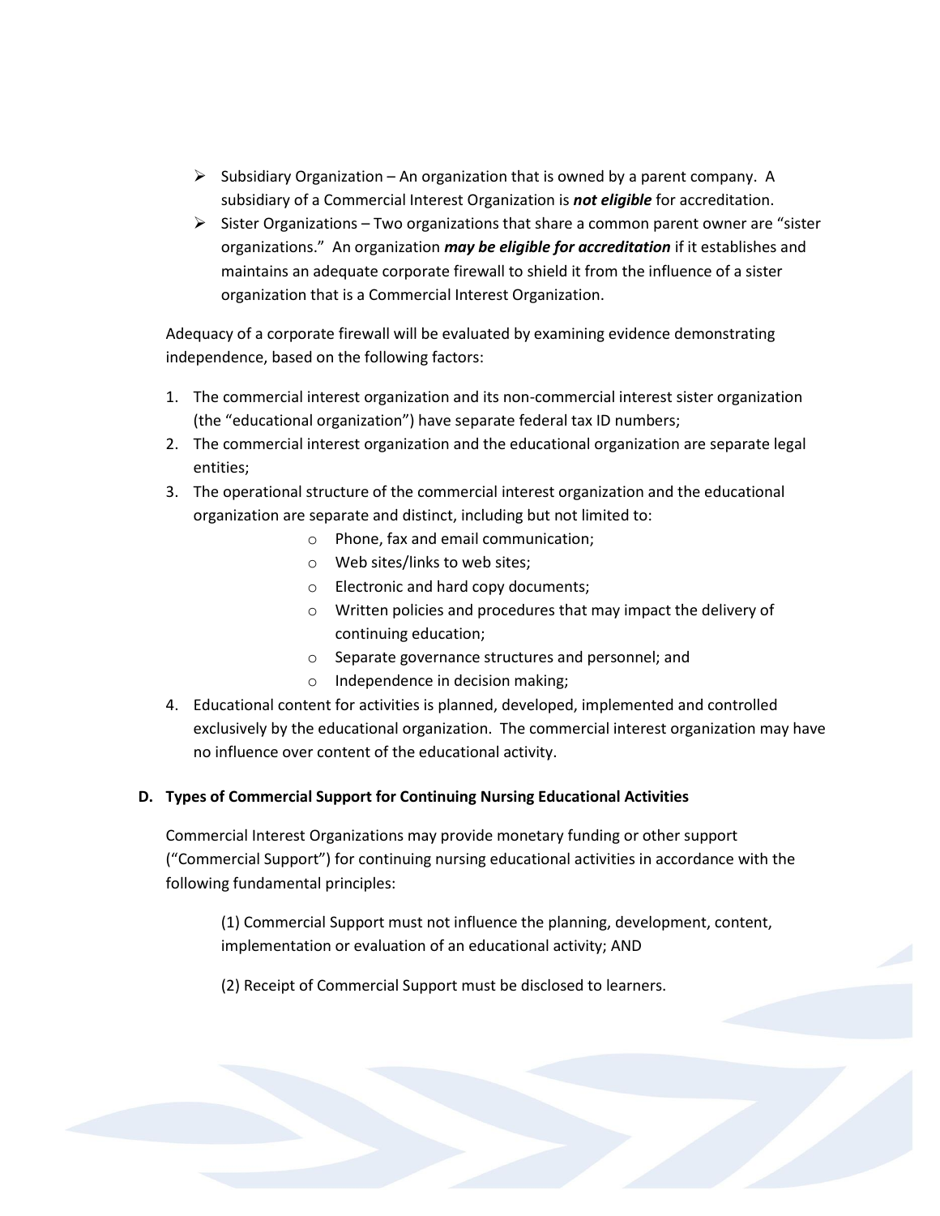- Subsidiary Organization – An organization that is owned by a parent company. A subsidiary of a Commercial Interest Organization is ***not eligible*** for accreditation.
- Sister Organizations – Two organizations that share a common parent owner are "sister organizations." An organization ***may be eligible for accreditation*** if it establishes and maintains an adequate corporate firewall to shield it from the influence of a sister organization that is a Commercial Interest Organization.

Adequacy of a corporate firewall will be evaluated by examining evidence demonstrating independence, based on the following factors:

1. The commercial interest organization and its non-commercial interest sister organization (the "educational organization") have separate federal tax ID numbers;
2. The commercial interest organization and the educational organization are separate legal entities;
3. The operational structure of the commercial interest organization and the educational organization are separate and distinct, including but not limited to:
   - Phone, fax and email communication;
   - Web sites/links to web sites;
   - Electronic and hard copy documents;
   - Written policies and procedures that may impact the delivery of continuing education;
   - Separate governance structures and personnel; and
   - Independence in decision making;
4. Educational content for activities is planned, developed, implemented and controlled exclusively by the educational organization. The commercial interest organization may have no influence over content of the educational activity.

**D. Types of Commercial Support for Continuing Nursing Educational Activities**

Commercial Interest Organizations may provide monetary funding or other support ("Commercial Support") for continuing nursing educational activities in accordance with the following fundamental principles:

(1) Commercial Support must not influence the planning, development, content, implementation or evaluation of an educational activity; AND

(2) Receipt of Commercial Support must be disclosed to learners.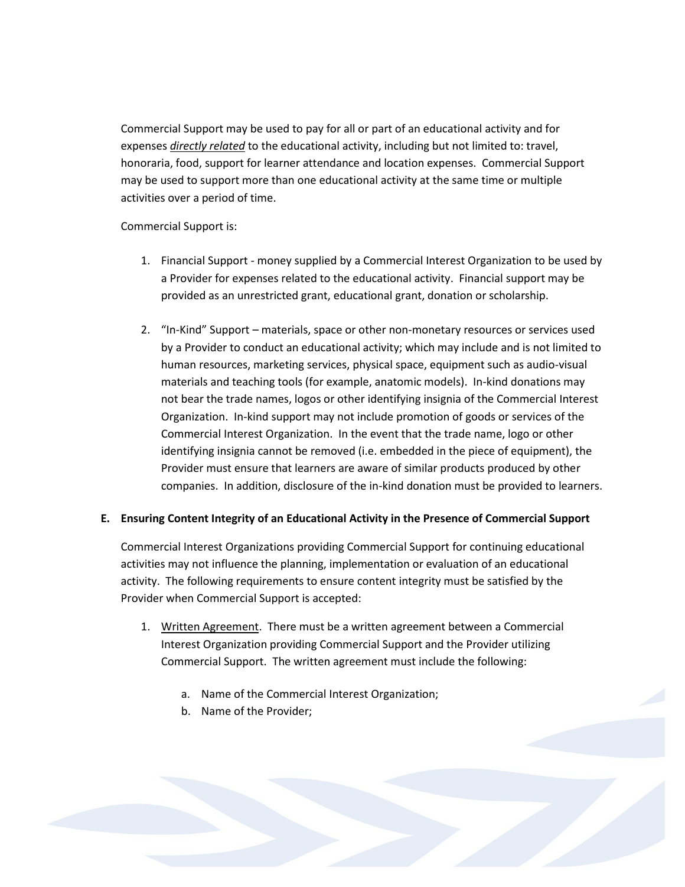Commercial Support may be used to pay for all or part of an educational activity and for expenses ***directly related*** to the educational activity, including but not limited to: travel, honoraria, food, support for learner attendance and location expenses. Commercial Support may be used to support more than one educational activity at the same time or multiple activities over a period of time.

Commercial Support is:

1. Financial Support - money supplied by a Commercial Interest Organization to be used by a Provider for expenses related to the educational activity. Financial support may be provided as an unrestricted grant, educational grant, donation or scholarship.

2. "In-Kind" Support – materials, space or other non-monetary resources or services used by a Provider to conduct an educational activity; which may include and is not limited to human resources, marketing services, physical space, equipment such as audio-visual materials and teaching tools (for example, anatomic models). In-kind donations may not bear the trade names, logos or other identifying insignia of the Commercial Interest Organization. In-kind support may not include promotion of goods or services of the Commercial Interest Organization. In the event that the trade name, logo or other identifying insignia cannot be removed (i.e. embedded in the piece of equipment), the Provider must ensure that learners are aware of similar products produced by other companies. In addition, disclosure of the in-kind donation must be provided to learners.

**E. Ensuring Content Integrity of an Educational Activity in the Presence of Commercial Support**

Commercial Interest Organizations providing Commercial Support for continuing educational activities may not influence the planning, implementation or evaluation of an educational activity. The following requirements to ensure content integrity must be satisfied by the Provider when Commercial Support is accepted:

1. Written Agreement. There must be a written agreement between a Commercial Interest Organization providing Commercial Support and the Provider utilizing Commercial Support. The written agreement must include the following:

   a. Name of the Commercial Interest Organization;
   b. Name of the Provider;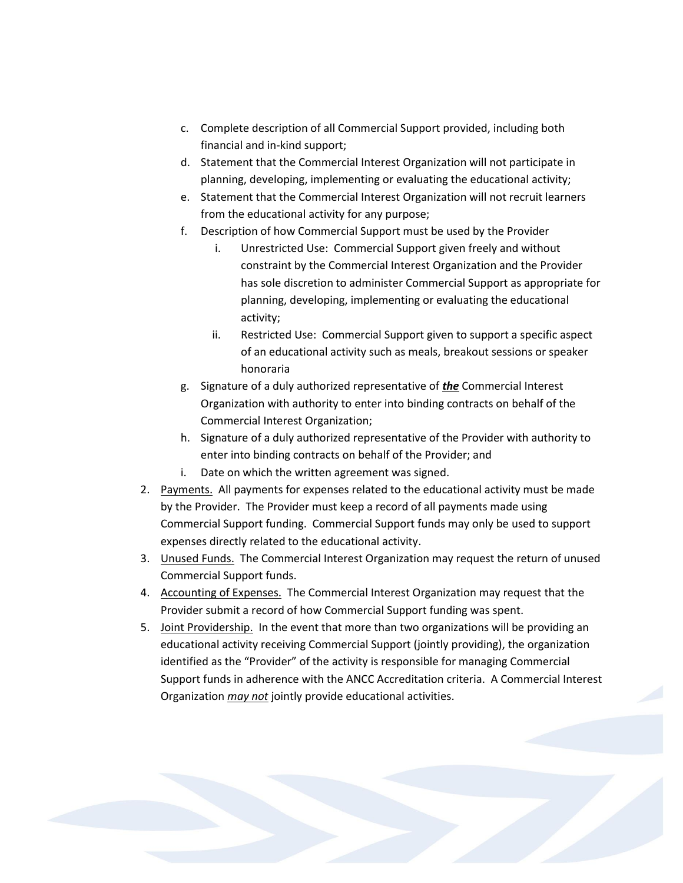c. Complete description of all Commercial Support provided, including both financial and in-kind support;
d. Statement that the Commercial Interest Organization will not participate in planning, developing, implementing or evaluating the educational activity;
e. Statement that the Commercial Interest Organization will not recruit learners from the educational activity for any purpose;
f. Description of how Commercial Support must be used by the Provider
    i. Unrestricted Use: Commercial Support given freely and without constraint by the Commercial Interest Organization and the Provider has sole discretion to administer Commercial Support as appropriate for planning, developing, implementing or evaluating the educational activity;
    ii. Restricted Use: Commercial Support given to support a specific aspect of an educational activity such as meals, breakout sessions or speaker honoraria
g. Signature of a duly authorized representative of <u>***the***</u> Commercial Interest Organization with authority to enter into binding contracts on behalf of the Commercial Interest Organization;
h. Signature of a duly authorized representative of the Provider with authority to enter into binding contracts on behalf of the Provider; and
i. Date on which the written agreement was signed.

2. <u>Payments.</u> All payments for expenses related to the educational activity must be made by the Provider. The Provider must keep a record of all payments made using Commercial Support funding. Commercial Support funds may only be used to support expenses directly related to the educational activity.
3. <u>Unused Funds.</u> The Commercial Interest Organization may request the return of unused Commercial Support funds.
4. <u>Accounting of Expenses.</u> The Commercial Interest Organization may request that the Provider submit a record of how Commercial Support funding was spent.
5. <u>Joint Providership.</u> In the event that more than two organizations will be providing an educational activity receiving Commercial Support (jointly providing), the organization identified as the "Provider" of the activity is responsible for managing Commercial Support funds in adherence with the ANCC Accreditation criteria. A Commercial Interest Organization <u>*may not*</u> jointly provide educational activities.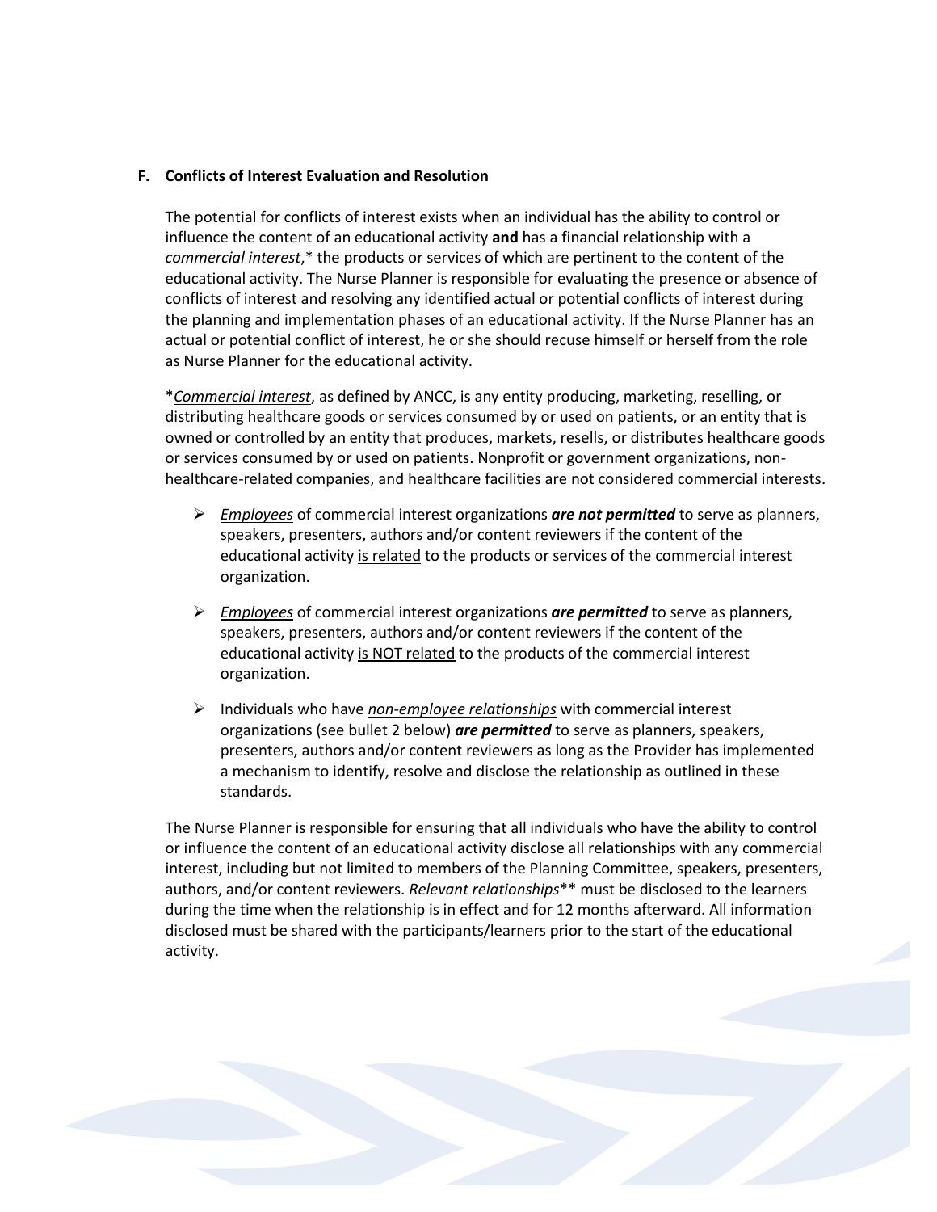### F. Conflicts of Interest Evaluation and Resolution

The potential for conflicts of interest exists when an individual has the ability to control or influence the content of an educational activity **and** has a financial relationship with a *commercial interest*,* the products or services of which are pertinent to the content of the educational activity. The Nurse Planner is responsible for evaluating the presence or absence of conflicts of interest and resolving any identified actual or potential conflicts of interest during the planning and implementation phases of an educational activity. If the Nurse Planner has an actual or potential conflict of interest, he or she should recuse himself or herself from the role as Nurse Planner for the educational activity.

*<u>*Commercial interest*</u>, as defined by ANCC, is any entity producing, marketing, reselling, or distributing healthcare goods or services consumed by or used on patients, or an entity that is owned or controlled by an entity that produces, markets, resells, or distributes healthcare goods or services consumed by or used on patients. Nonprofit or government organizations, non-healthcare-related companies, and healthcare facilities are not considered commercial interests.

- <u>*Employees*</u> of commercial interest organizations ***are not permitted*** to serve as planners, speakers, presenters, authors and/or content reviewers if the content of the educational activity <u>is related</u> to the products or services of the commercial interest organization.
- <u>*Employees*</u> of commercial interest organizations ***are permitted*** to serve as planners, speakers, presenters, authors and/or content reviewers if the content of the educational activity <u>is NOT related</u> to the products of the commercial interest organization.
- Individuals who have <u>*non-employee relationships*</u> with commercial interest organizations (see bullet 2 below) ***are permitted*** to serve as planners, speakers, presenters, authors and/or content reviewers as long as the Provider has implemented a mechanism to identify, resolve and disclose the relationship as outlined in these standards.

The Nurse Planner is responsible for ensuring that all individuals who have the ability to control or influence the content of an educational activity disclose all relationships with any commercial interest, including but not limited to members of the Planning Committee, speakers, presenters, authors, and/or content reviewers. *Relevant relationships*** must be disclosed to the learners during the time when the relationship is in effect and for 12 months afterward. All information disclosed must be shared with the participants/learners prior to the start of the educational activity.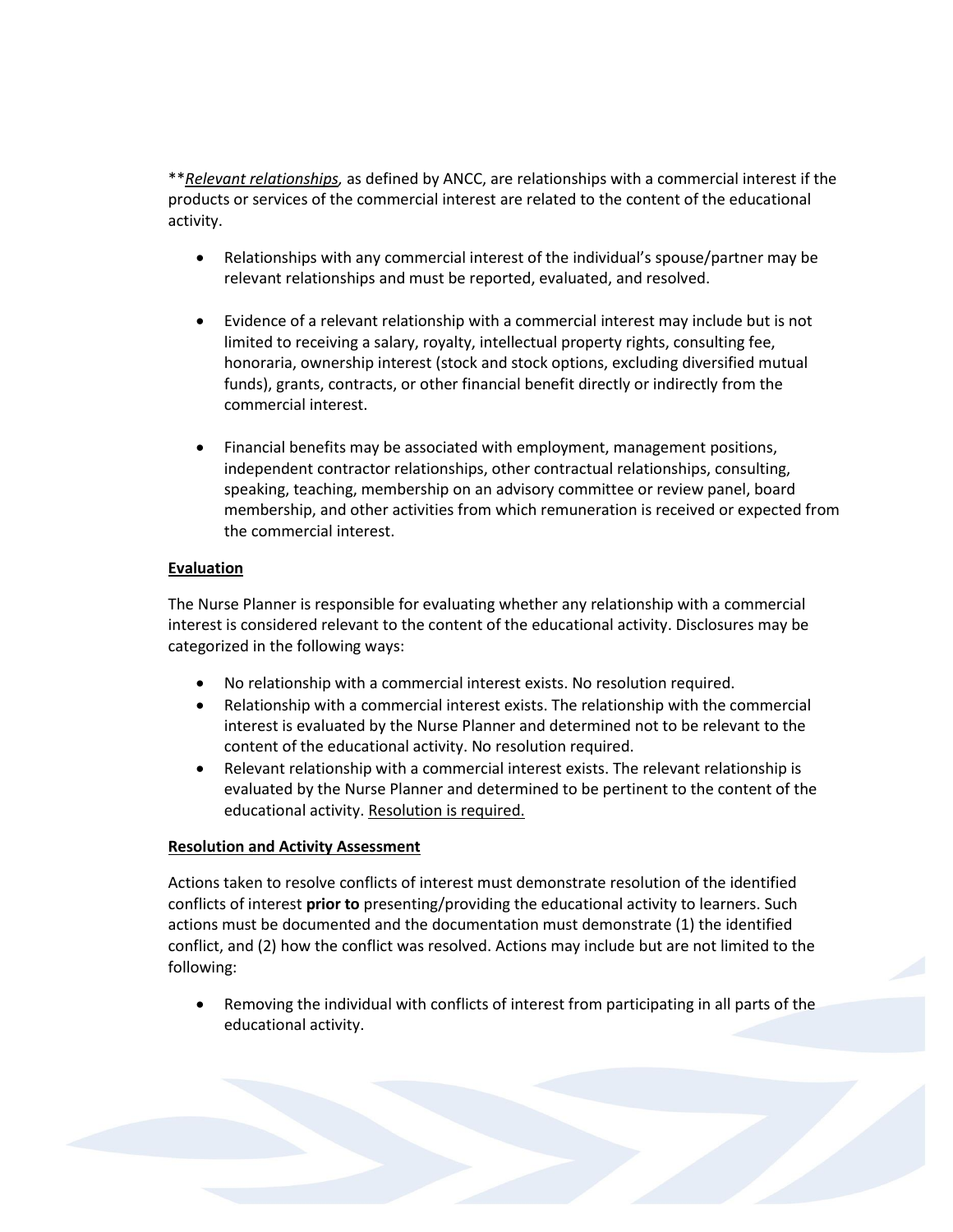***Relevant relationships*, as defined by ANCC, are relationships with a commercial interest if the products or services of the commercial interest are related to the content of the educational activity.

- Relationships with any commercial interest of the individual's spouse/partner may be relevant relationships and must be reported, evaluated, and resolved.

- Evidence of a relevant relationship with a commercial interest may include but is not limited to receiving a salary, royalty, intellectual property rights, consulting fee, honoraria, ownership interest (stock and stock options, excluding diversified mutual funds), grants, contracts, or other financial benefit directly or indirectly from the commercial interest.

- Financial benefits may be associated with employment, management positions, independent contractor relationships, other contractual relationships, consulting, speaking, teaching, membership on an advisory committee or review panel, board membership, and other activities from which remuneration is received or expected from the commercial interest.

**Evaluation**

The Nurse Planner is responsible for evaluating whether any relationship with a commercial interest is considered relevant to the content of the educational activity. Disclosures may be categorized in the following ways:

- No relationship with a commercial interest exists. No resolution required.
- Relationship with a commercial interest exists. The relationship with the commercial interest is evaluated by the Nurse Planner and determined not to be relevant to the content of the educational activity. No resolution required.
- Relevant relationship with a commercial interest exists. The relevant relationship is evaluated by the Nurse Planner and determined to be pertinent to the content of the educational activity. Resolution is required.

**Resolution and Activity Assessment**

Actions taken to resolve conflicts of interest must demonstrate resolution of the identified conflicts of interest **prior to** presenting/providing the educational activity to learners. Such actions must be documented and the documentation must demonstrate (1) the identified conflict, and (2) how the conflict was resolved. Actions may include but are not limited to the following:

- Removing the individual with conflicts of interest from participating in all parts of the educational activity.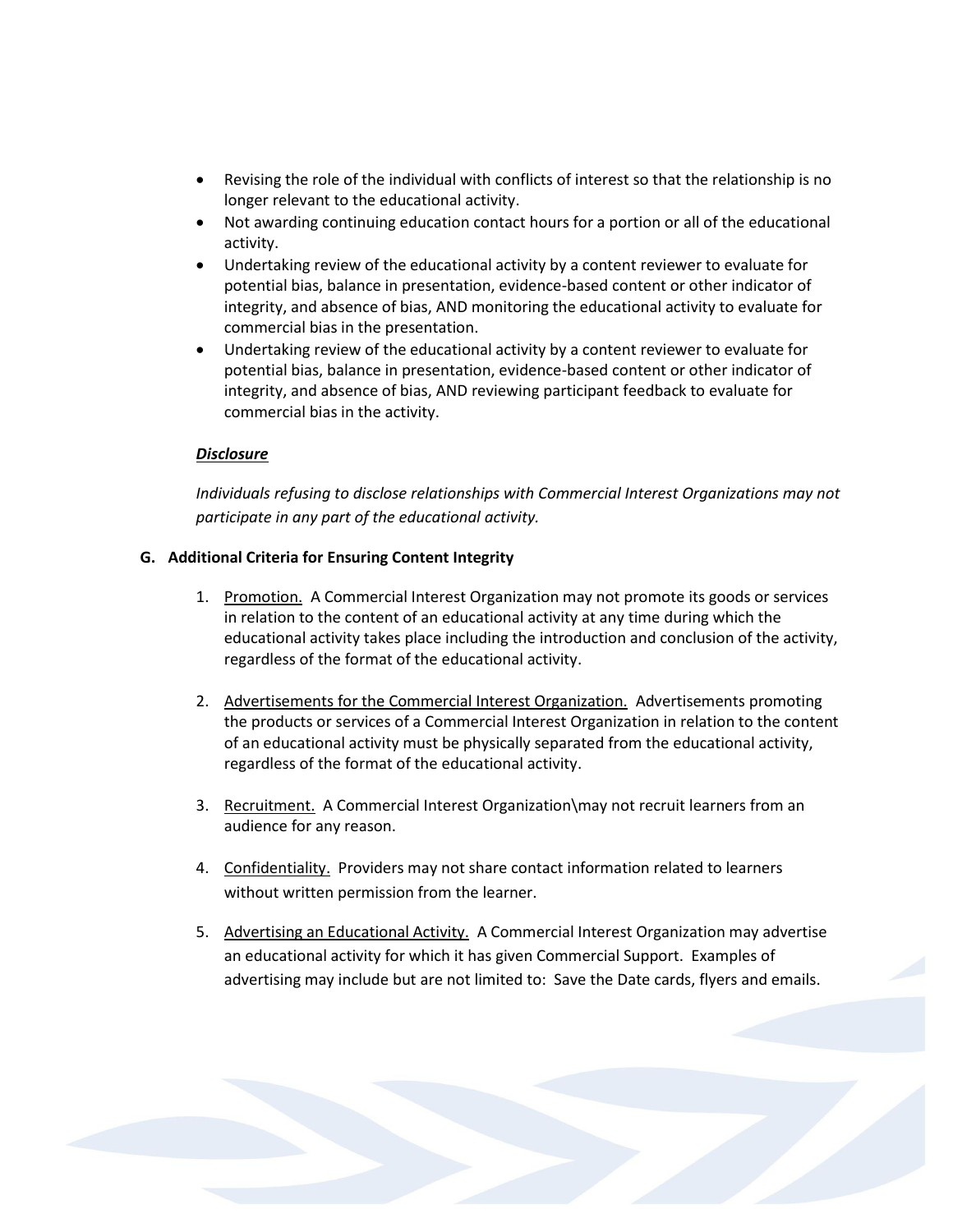- Revising the role of the individual with conflicts of interest so that the relationship is no longer relevant to the educational activity.
- Not awarding continuing education contact hours for a portion or all of the educational activity.
- Undertaking review of the educational activity by a content reviewer to evaluate for potential bias, balance in presentation, evidence-based content or other indicator of integrity, and absence of bias, AND monitoring the educational activity to evaluate for commercial bias in the presentation.
- Undertaking review of the educational activity by a content reviewer to evaluate for potential bias, balance in presentation, evidence-based content or other indicator of integrity, and absence of bias, AND reviewing participant feedback to evaluate for commercial bias in the activity.

***Disclosure***

*Individuals refusing to disclose relationships with Commercial Interest Organizations may not participate in any part of the educational activity.*

**G. Additional Criteria for Ensuring Content Integrity**

1. Promotion. A Commercial Interest Organization may not promote its goods or services in relation to the content of an educational activity at any time during which the educational activity takes place including the introduction and conclusion of the activity, regardless of the format of the educational activity.

2. Advertisements for the Commercial Interest Organization. Advertisements promoting the products or services of a Commercial Interest Organization in relation to the content of an educational activity must be physically separated from the educational activity, regardless of the format of the educational activity.

3. Recruitment. A Commercial Interest Organization\may not recruit learners from an audience for any reason.

4. Confidentiality. Providers may not share contact information related to learners without written permission from the learner.

5. Advertising an Educational Activity. A Commercial Interest Organization may advertise an educational activity for which it has given Commercial Support. Examples of advertising may include but are not limited to: Save the Date cards, flyers and emails.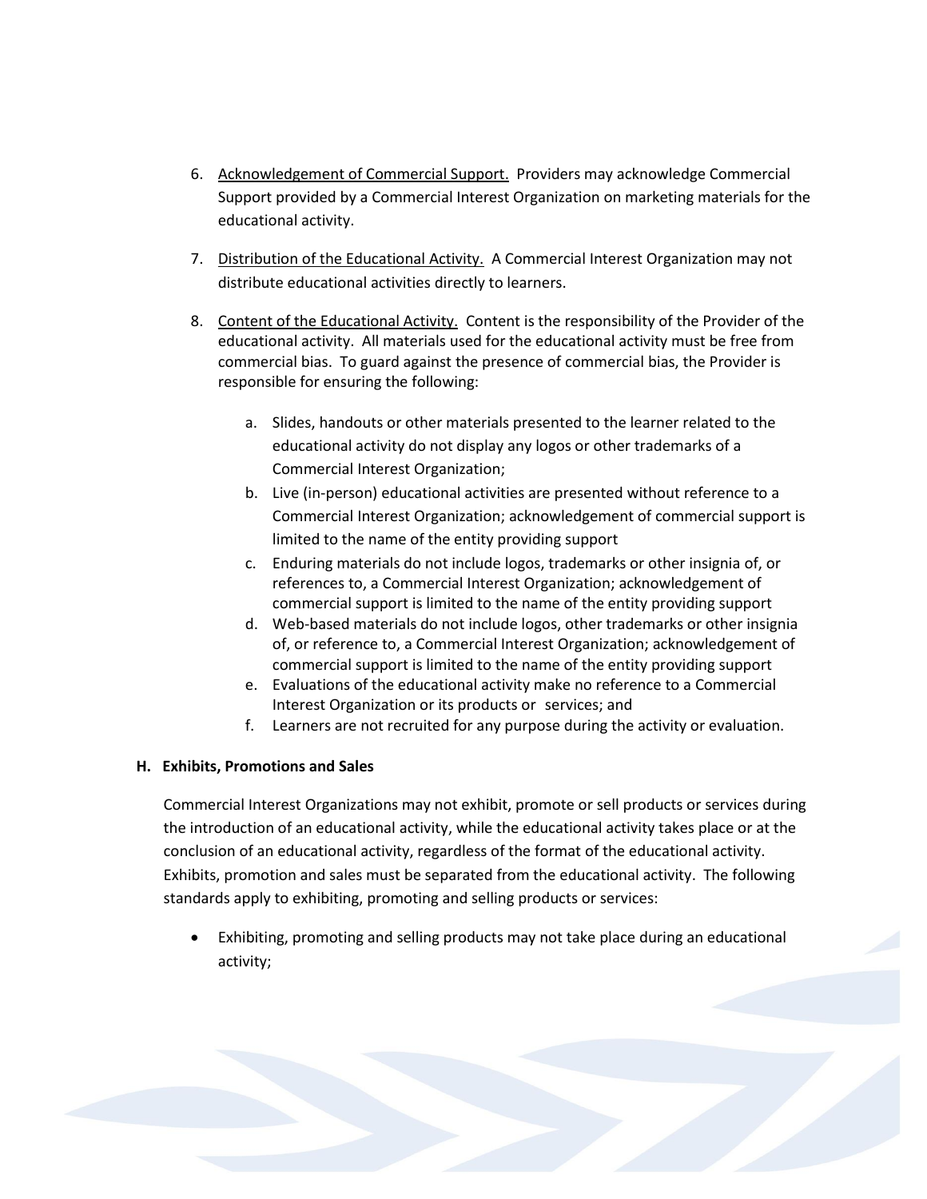6. <u>Acknowledgement of Commercial Support.</u> Providers may acknowledge Commercial Support provided by a Commercial Interest Organization on marketing materials for the educational activity.

7. <u>Distribution of the Educational Activity.</u> A Commercial Interest Organization may not distribute educational activities directly to learners.

8. <u>Content of the Educational Activity.</u> Content is the responsibility of the Provider of the educational activity. All materials used for the educational activity must be free from commercial bias. To guard against the presence of commercial bias, the Provider is responsible for ensuring the following:

    a. Slides, handouts or other materials presented to the learner related to the educational activity do not display any logos or other trademarks of a Commercial Interest Organization;
    b. Live (in-person) educational activities are presented without reference to a Commercial Interest Organization; acknowledgement of commercial support is limited to the name of the entity providing support
    c. Enduring materials do not include logos, trademarks or other insignia of, or references to, a Commercial Interest Organization; acknowledgement of commercial support is limited to the name of the entity providing support
    d. Web-based materials do not include logos, other trademarks or other insignia of, or reference to, a Commercial Interest Organization; acknowledgement of commercial support is limited to the name of the entity providing support
    e. Evaluations of the educational activity make no reference to a Commercial Interest Organization or its products or services; and
    f. Learners are not recruited for any purpose during the activity or evaluation.

**H. Exhibits, Promotions and Sales**

Commercial Interest Organizations may not exhibit, promote or sell products or services during the introduction of an educational activity, while the educational activity takes place or at the conclusion of an educational activity, regardless of the format of the educational activity. Exhibits, promotion and sales must be separated from the educational activity. The following standards apply to exhibiting, promoting and selling products or services:

- Exhibiting, promoting and selling products may not take place during an educational activity;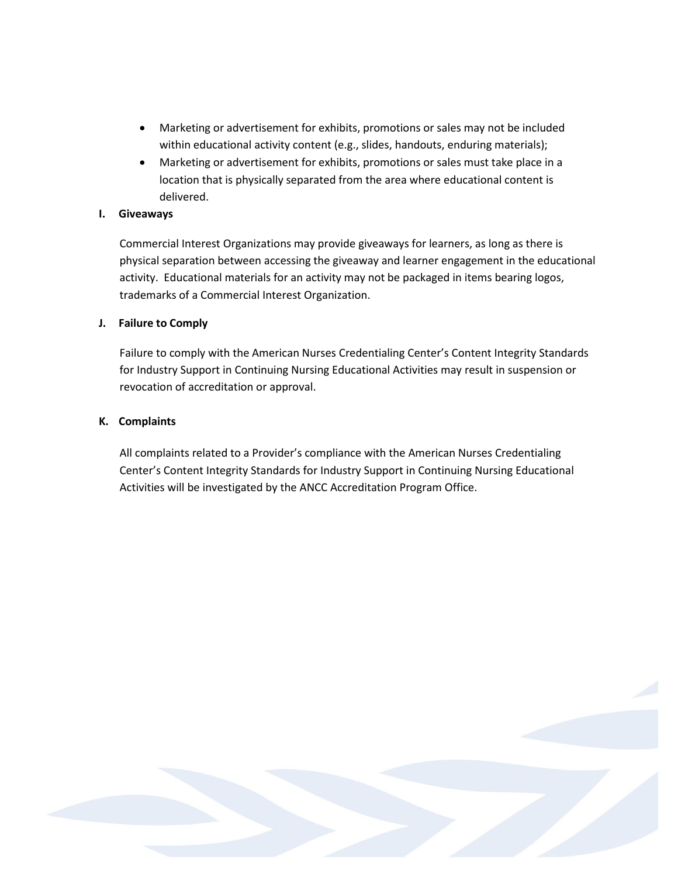- Marketing or advertisement for exhibits, promotions or sales may not be included within educational activity content (e.g., slides, handouts, enduring materials);
- Marketing or advertisement for exhibits, promotions or sales must take place in a location that is physically separated from the area where educational content is delivered.

**I. Giveaways**

Commercial Interest Organizations may provide giveaways for learners, as long as there is physical separation between accessing the giveaway and learner engagement in the educational activity. Educational materials for an activity may not be packaged in items bearing logos, trademarks of a Commercial Interest Organization.

**J. Failure to Comply**

Failure to comply with the American Nurses Credentialing Center's Content Integrity Standards for Industry Support in Continuing Nursing Educational Activities may result in suspension or revocation of accreditation or approval.

**K. Complaints**

All complaints related to a Provider's compliance with the American Nurses Credentialing Center's Content Integrity Standards for Industry Support in Continuing Nursing Educational Activities will be investigated by the ANCC Accreditation Program Office.